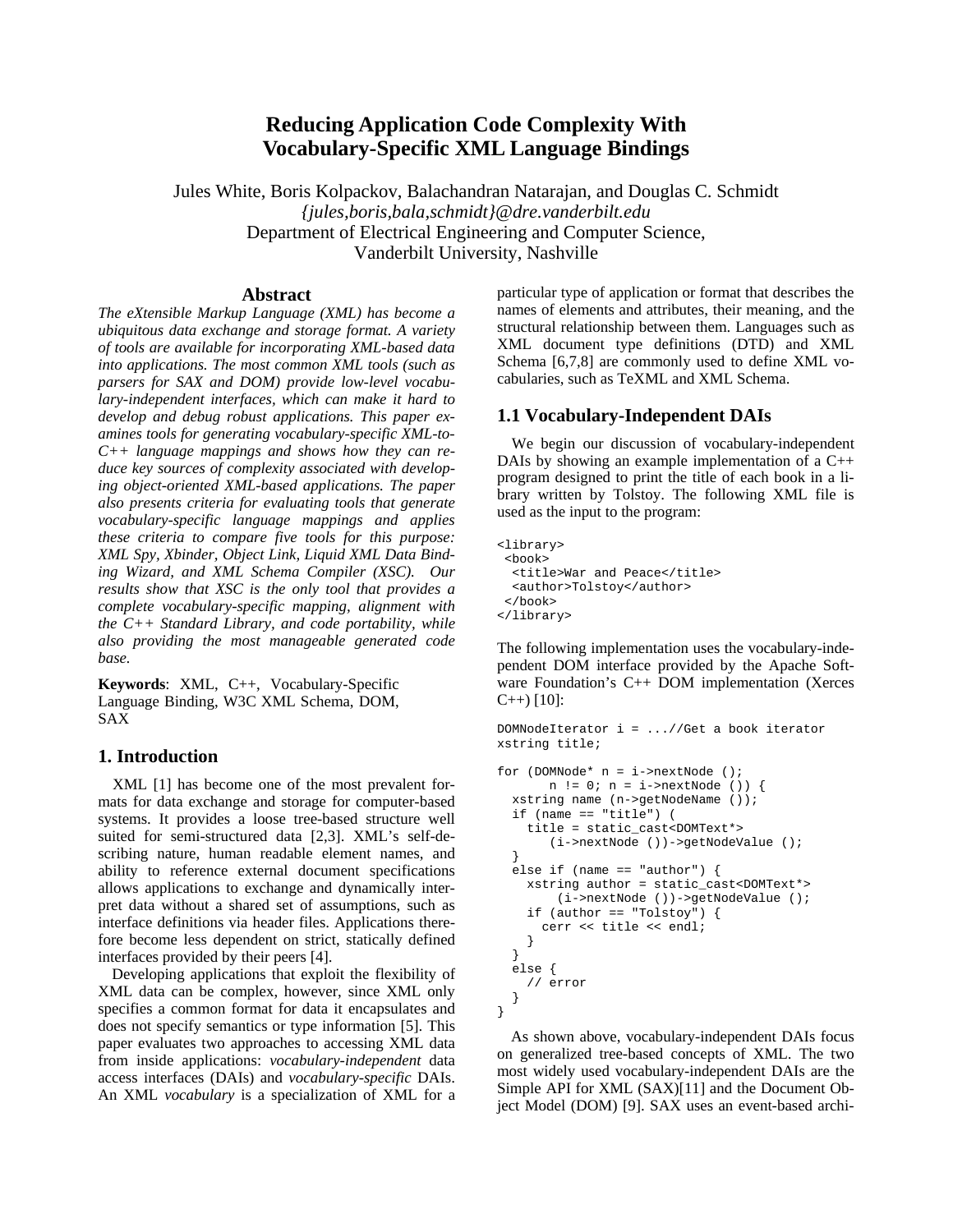# Reducing Application Code Complexity With Vocabulary-Specific XML Language Bindings

Jules White, Boris Kolpackov, Balachandran Natarajan, and Douglas C. Schmidt
*{jules,boris,bala,schmidt}@dre.vanderbilt.edu*
Department of Electrical Engineering and Computer Science,
Vanderbilt University, Nashville

## Abstract

*The eXtensible Markup Language (XML) has become a ubiquitous data exchange and storage format. A variety of tools are available for incorporating XML-based data into applications. The most common XML tools (such as parsers for SAX and DOM) provide low-level vocabulary-independent interfaces, which can make it hard to develop and debug robust applications. This paper examines tools for generating vocabulary-specific XML-to-C++ language mappings and shows how they can reduce key sources of complexity associated with developing object-oriented XML-based applications. The paper also presents criteria for evaluating tools that generate vocabulary-specific language mappings and applies these criteria to compare five tools for this purpose: XML Spy, Xbinder, Object Link, Liquid XML Data Binding Wizard, and XML Schema Compiler (XSC). Our results show that XSC is the only tool that provides a complete vocabulary-specific mapping, alignment with the C++ Standard Library, and code portability, while also providing the most manageable generated code base.*

**Keywords**: XML, C++, Vocabulary-Specific Language Binding, W3C XML Schema, DOM, SAX

## 1. Introduction

XML [1] has become one of the most prevalent formats for data exchange and storage for computer-based systems. It provides a loose tree-based structure well suited for semi-structured data [2,3]. XML's self-describing nature, human readable element names, and ability to reference external document specifications allows applications to exchange and dynamically interpret data without a shared set of assumptions, such as interface definitions via header files. Applications therefore become less dependent on strict, statically defined interfaces provided by their peers [4].

Developing applications that exploit the flexibility of XML data can be complex, however, since XML only specifies a common format for data it encapsulates and does not specify semantics or type information [5]. This paper evaluates two approaches to accessing XML data from inside applications: *vocabulary-independent* data access interfaces (DAIs) and *vocabulary-specific* DAIs. An XML *vocabulary* is a specialization of XML for a particular type of application or format that describes the names of elements and attributes, their meaning, and the structural relationship between them. Languages such as XML document type definitions (DTD) and XML Schema [6,7,8] are commonly used to define XML vocabularies, such as TeXML and XML Schema.

### 1.1 Vocabulary-Independent DAIs

We begin our discussion of vocabulary-independent DAIs by showing an example implementation of a C++ program designed to print the title of each book in a library written by Tolstoy. The following XML file is used as the input to the program:

```
<library>
 <book>
  <title>War and Peace</title>
  <author>Tolstoy</author>
 </book>
</library>
```

The following implementation uses the vocabulary-independent DOM interface provided by the Apache Software Foundation's C++ DOM implementation (Xerces C++) [10]:

```
DOMNodeIterator i = ...//Get a book iterator
xstring title;

for (DOMNode* n = i->nextNode ();
       n != 0; n = i->nextNode ()) {
  xstring name (n->getNodeName ());
  if (name == "title") (
    title = static_cast<DOMText*>
       (i->nextNode ())->getNodeValue ();
  }
  else if (name == "author") {
    xstring author = static_cast<DOMText*>
        (i->nextNode ())->getNodeValue ();
    if (author == "Tolstoy") {
      cerr << title << endl;
    }
  }
  else {
    // error
  }
}
```

As shown above, vocabulary-independent DAIs focus on generalized tree-based concepts of XML. The two most widely used vocabulary-independent DAIs are the Simple API for XML (SAX)[11] and the Document Object Model (DOM) [9]. SAX uses an event-based archi-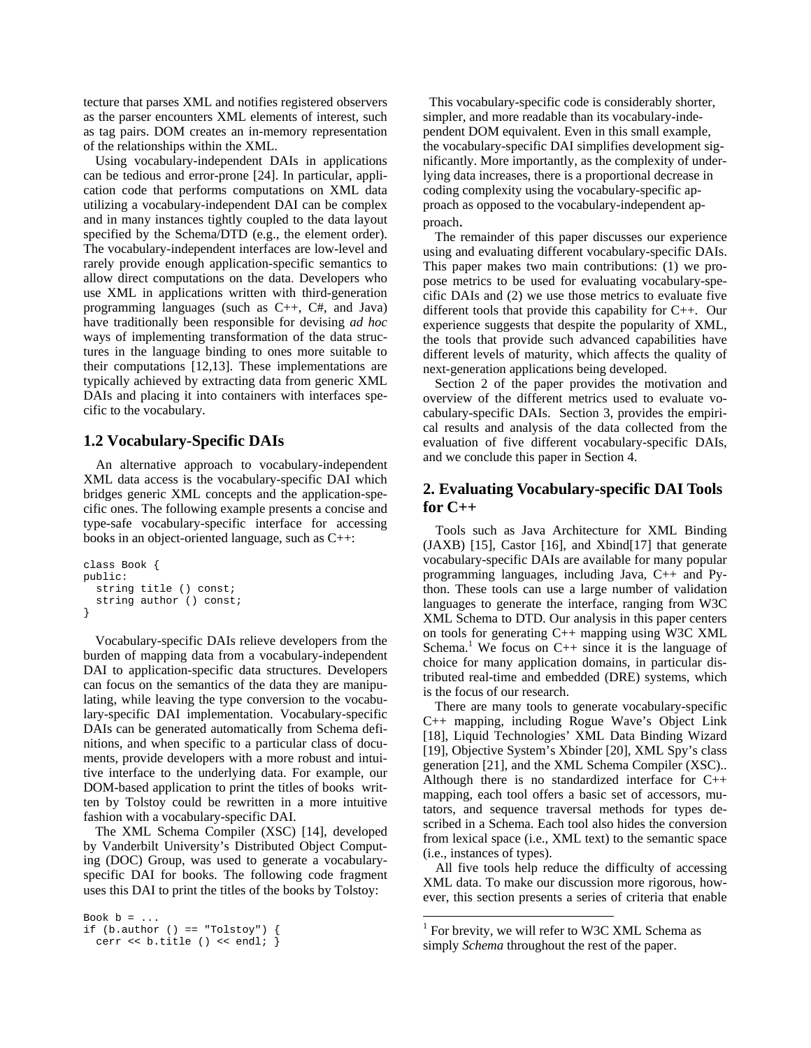tecture that parses XML and notifies registered observers as the parser encounters XML elements of interest, such as tag pairs. DOM creates an in-memory representation of the relationships within the XML.

Using vocabulary-independent DAIs in applications can be tedious and error-prone [24]. In particular, application code that performs computations on XML data utilizing a vocabulary-independent DAI can be complex and in many instances tightly coupled to the data layout specified by the Schema/DTD (e.g., the element order). The vocabulary-independent interfaces are low-level and rarely provide enough application-specific semantics to allow direct computations on the data. Developers who use XML in applications written with third-generation programming languages (such as C++, C#, and Java) have traditionally been responsible for devising *ad hoc* ways of implementing transformation of the data structures in the language binding to ones more suitable to their computations [12,13]. These implementations are typically achieved by extracting data from generic XML DAIs and placing it into containers with interfaces specific to the vocabulary.

### 1.2 Vocabulary-Specific DAIs

An alternative approach to vocabulary-independent XML data access is the vocabulary-specific DAI which bridges generic XML concepts and the application-specific ones. The following example presents a concise and type-safe vocabulary-specific interface for accessing books in an object-oriented language, such as C++:

```
class Book {
public:
  string title () const;
  string author () const;
}
```

Vocabulary-specific DAIs relieve developers from the burden of mapping data from a vocabulary-independent DAI to application-specific data structures. Developers can focus on the semantics of the data they are manipulating, while leaving the type conversion to the vocabulary-specific DAI implementation. Vocabulary-specific DAIs can be generated automatically from Schema definitions, and when specific to a particular class of documents, provide developers with a more robust and intuitive interface to the underlying data. For example, our DOM-based application to print the titles of books written by Tolstoy could be rewritten in a more intuitive fashion with a vocabulary-specific DAI.

The XML Schema Compiler (XSC) [14], developed by Vanderbilt University's Distributed Object Computing (DOC) Group, was used to generate a vocabulary-specific DAI for books. The following code fragment uses this DAI to print the titles of the books by Tolstoy:

```
Book b = ...
if (b.author () == "Tolstoy") {
  cerr << b.title () << endl; }
```

This vocabulary-specific code is considerably shorter, simpler, and more readable than its vocabulary-independent DOM equivalent. Even in this small example, the vocabulary-specific DAI simplifies development significantly. More importantly, as the complexity of underlying data increases, there is a proportional decrease in coding complexity using the vocabulary-specific approach as opposed to the vocabulary-independent approach.

The remainder of this paper discusses our experience using and evaluating different vocabulary-specific DAIs. This paper makes two main contributions: (1) we propose metrics to be used for evaluating vocabulary-specific DAIs and (2) we use those metrics to evaluate five different tools that provide this capability for C++. Our experience suggests that despite the popularity of XML, the tools that provide such advanced capabilities have different levels of maturity, which affects the quality of next-generation applications being developed.

Section 2 of the paper provides the motivation and overview of the different metrics used to evaluate vocabulary-specific DAIs. Section 3, provides the empirical results and analysis of the data collected from the evaluation of five different vocabulary-specific DAIs, and we conclude this paper in Section 4.

## 2. Evaluating Vocabulary-specific DAI Tools for C++

Tools such as Java Architecture for XML Binding (JAXB) [15], Castor [16], and Xbind[17] that generate vocabulary-specific DAIs are available for many popular programming languages, including Java, C++ and Python. These tools can use a large number of validation languages to generate the interface, ranging from W3C XML Schema to DTD. Our analysis in this paper centers on tools for generating C++ mapping using W3C XML Schema.[1] We focus on C++ since it is the language of choice for many application domains, in particular distributed real-time and embedded (DRE) systems, which is the focus of our research.

There are many tools to generate vocabulary-specific C++ mapping, including Rogue Wave's Object Link [18], Liquid Technologies' XML Data Binding Wizard [19], Objective System's Xbinder [20], XML Spy's class generation [21], and the XML Schema Compiler (XSC).. Although there is no standardized interface for C++ mapping, each tool offers a basic set of accessors, mutators, and sequence traversal methods for types described in a Schema. Each tool also hides the conversion from lexical space (i.e., XML text) to the semantic space (i.e., instances of types).

All five tools help reduce the difficulty of accessing XML data. To make our discussion more rigorous, however, this section presents a series of criteria that enable

[1] For brevity, we will refer to W3C XML Schema as simply *Schema* throughout the rest of the paper.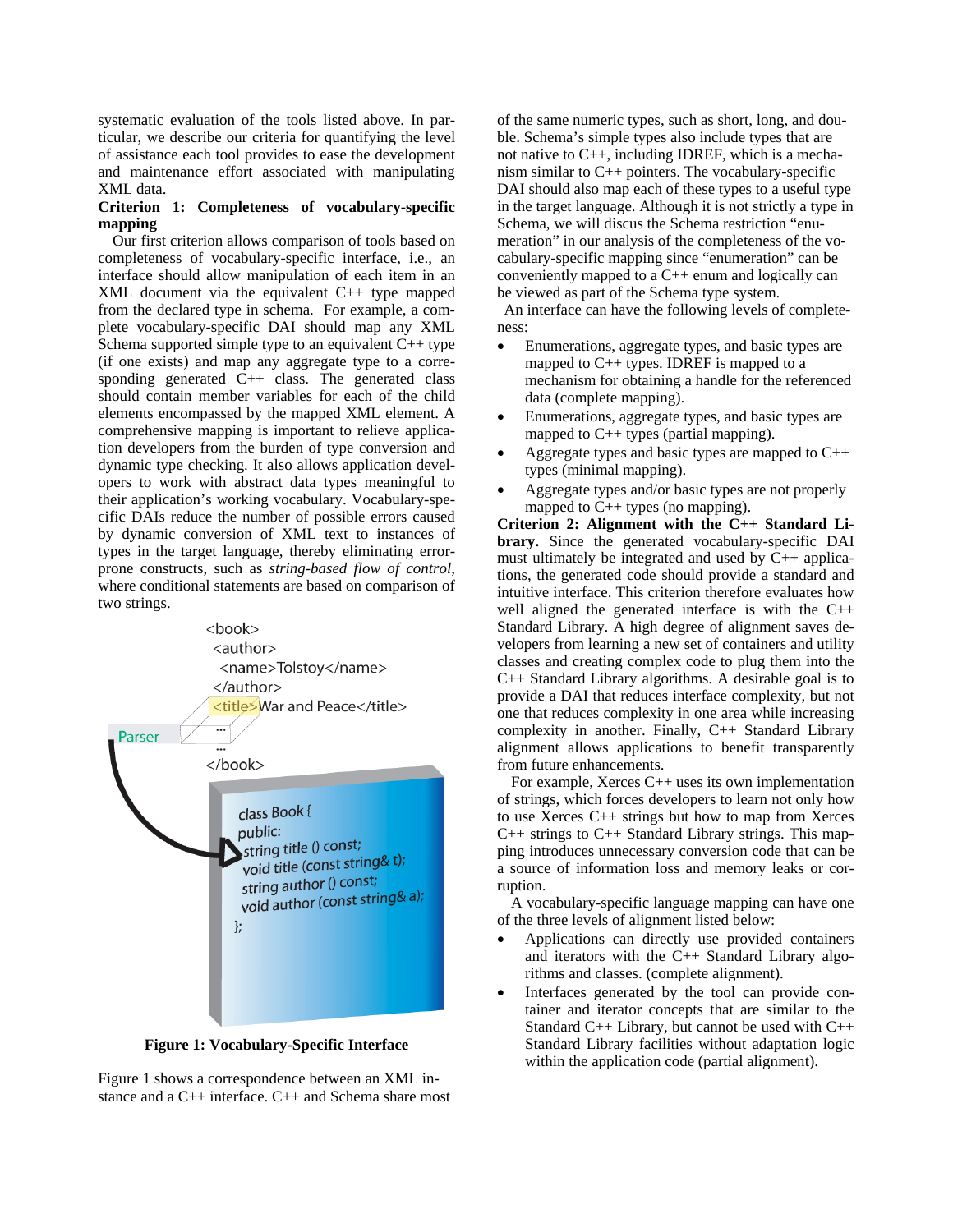systematic evaluation of the tools listed above. In particular, we describe our criteria for quantifying the level of assistance each tool provides to ease the development and maintenance effort associated with manipulating XML data.

**Criterion 1: Completeness of vocabulary-specific mapping**

Our first criterion allows comparison of tools based on completeness of vocabulary-specific interface, i.e., an interface should allow manipulation of each item in an XML document via the equivalent C++ type mapped from the declared type in schema. For example, a complete vocabulary-specific DAI should map any XML Schema supported simple type to an equivalent C++ type (if one exists) and map any aggregate type to a corresponding generated C++ class. The generated class should contain member variables for each of the child elements encompassed by the mapped XML element. A comprehensive mapping is important to relieve application developers from the burden of type conversion and dynamic type checking. It also allows application developers to work with abstract data types meaningful to their application's working vocabulary. Vocabulary-specific DAIs reduce the number of possible errors caused by dynamic conversion of XML text to instances of types in the target language, thereby eliminating error-prone constructs, such as *string-based flow of control*, where conditional statements are based on comparison of two strings.

```
<book>
  <author>
    <name>Tolstoy</name>
  </author>
  <title>War and Peace</title>
  ...
  ...
</book>
```

Parser

```
class Book {
public:
  string title () const;
  void title (const string& t);
  string author () const;
  void author (const string& a);
};
```

**Figure 1: Vocabulary-Specific Interface**

Figure 1 shows a correspondence between an XML instance and a C++ interface. C++ and Schema share most of the same numeric types, such as short, long, and double. Schema's simple types also include types that are not native to C++, including IDREF, which is a mechanism similar to C++ pointers. The vocabulary-specific DAI should also map each of these types to a useful type in the target language. Although it is not strictly a type in Schema, we will discus the Schema restriction "enumeration" in our analysis of the completeness of the vocabulary-specific mapping since "enumeration" can be conveniently mapped to a C++ enum and logically can be viewed as part of the Schema type system.

An interface can have the following levels of completeness:

- Enumerations, aggregate types, and basic types are mapped to C++ types. IDREF is mapped to a mechanism for obtaining a handle for the referenced data (complete mapping).
- Enumerations, aggregate types, and basic types are mapped to C++ types (partial mapping).
- Aggregate types and basic types are mapped to C++ types (minimal mapping).
- Aggregate types and/or basic types are not properly mapped to C++ types (no mapping).

**Criterion 2: Alignment with the C++ Standard Library.** Since the generated vocabulary-specific DAI must ultimately be integrated and used by C++ applications, the generated code should provide a standard and intuitive interface. This criterion therefore evaluates how well aligned the generated interface is with the C++ Standard Library. A high degree of alignment saves developers from learning a new set of containers and utility classes and creating complex code to plug them into the C++ Standard Library algorithms. A desirable goal is to provide a DAI that reduces interface complexity, but not one that reduces complexity in one area while increasing complexity in another. Finally, C++ Standard Library alignment allows applications to benefit transparently from future enhancements.

For example, Xerces C++ uses its own implementation of strings, which forces developers to learn not only how to use Xerces C++ strings but how to map from Xerces C++ strings to C++ Standard Library strings. This mapping introduces unnecessary conversion code that can be a source of information loss and memory leaks or corruption.

A vocabulary-specific language mapping can have one of the three levels of alignment listed below:

- Applications can directly use provided containers and iterators with the C++ Standard Library algorithms and classes. (complete alignment).
- Interfaces generated by the tool can provide container and iterator concepts that are similar to the Standard C++ Library, but cannot be used with C++ Standard Library facilities without adaptation logic within the application code (partial alignment).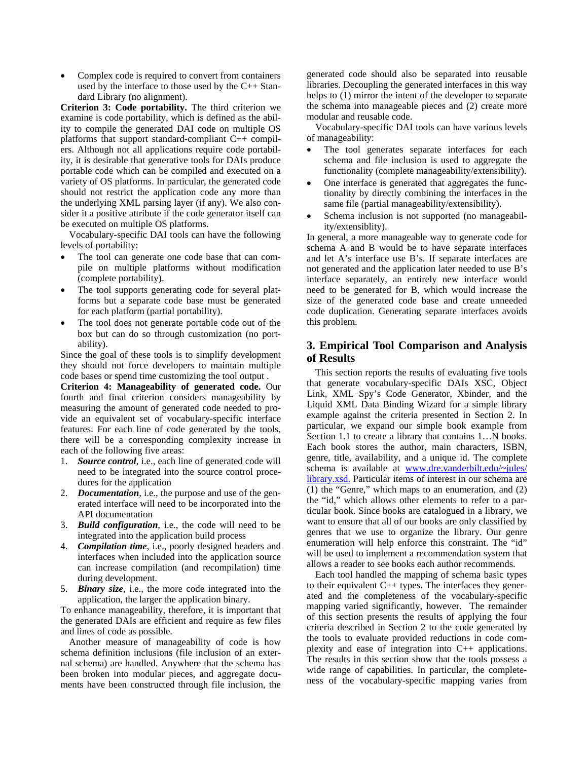- Complex code is required to convert from containers used by the interface to those used by the C++ Standard Library (no alignment).

**Criterion 3: Code portability.** The third criterion we examine is code portability, which is defined as the ability to compile the generated DAI code on multiple OS platforms that support standard-compliant C++ compilers. Although not all applications require code portability, it is desirable that generative tools for DAIs produce portable code which can be compiled and executed on a variety of OS platforms. In particular, the generated code should not restrict the application code any more than the underlying XML parsing layer (if any). We also consider it a positive attribute if the code generator itself can be executed on multiple OS platforms.

Vocabulary-specific DAI tools can have the following levels of portability:

- The tool can generate one code base that can compile on multiple platforms without modification (complete portability).
- The tool supports generating code for several platforms but a separate code base must be generated for each platform (partial portability).
- The tool does not generate portable code out of the box but can do so through customization (no portability).

Since the goal of these tools is to simplify development they should not force developers to maintain multiple code bases or spend time customizing the tool output .

**Criterion 4: Manageability of generated code.** Our fourth and final criterion considers manageability by measuring the amount of generated code needed to provide an equivalent set of vocabulary-specific interface features. For each line of code generated by the tools, there will be a corresponding complexity increase in each of the following five areas:

1. ***Source control***, i.e., each line of generated code will need to be integrated into the source control procedures for the application
2. ***Documentation***, i.e., the purpose and use of the generated interface will need to be incorporated into the API documentation
3. ***Build configuration***, i.e., the code will need to be integrated into the application build process
4. ***Compilation time***, i.e., poorly designed headers and interfaces when included into the application source can increase compilation (and recompilation) time during development.
5. ***Binary size***, i.e., the more code integrated into the application, the larger the application binary.

To enhance manageability, therefore, it is important that the generated DAIs are efficient and require as few files and lines of code as possible.

Another measure of manageability of code is how schema definition inclusions (file inclusion of an external schema) are handled. Anywhere that the schema has been broken into modular pieces, and aggregate documents have been constructed through file inclusion, the generated code should also be separated into reusable libraries. Decoupling the generated interfaces in this way helps to (1) mirror the intent of the developer to separate the schema into manageable pieces and (2) create more modular and reusable code.

Vocabulary-specific DAI tools can have various levels of manageability:

- The tool generates separate interfaces for each schema and file inclusion is used to aggregate the functionality (complete manageability/extensibility).
- One interface is generated that aggregates the functionality by directly combining the interfaces in the same file (partial manageability/extensibility).
- Schema inclusion is not supported (no manageability/extensiblity).

In general, a more manageable way to generate code for schema A and B would be to have separate interfaces and let A's interface use B's. If separate interfaces are not generated and the application later needed to use B's interface separately, an entirely new interface would need to be generated for B, which would increase the size of the generated code base and create unneeded code duplication. Generating separate interfaces avoids this problem.

## 3. Empirical Tool Comparison and Analysis of Results

This section reports the results of evaluating five tools that generate vocabulary-specific DAIs XSC, Object Link, XML Spy's Code Generator, Xbinder, and the Liquid XML Data Binding Wizard for a simple library example against the criteria presented in Section 2. In particular, we expand our simple book example from Section 1.1 to create a library that contains 1…N books. Each book stores the author, main characters, ISBN, genre, title, availability, and a unique id. The complete schema is available at www.dre.vanderbilt.edu/~jules/library.xsd. Particular items of interest in our schema are (1) the "Genre," which maps to an enumeration, and (2) the "id," which allows other elements to refer to a particular book. Since books are catalogued in a library, we want to ensure that all of our books are only classified by genres that we use to organize the library. Our genre enumeration will help enforce this constraint. The "id" will be used to implement a recommendation system that allows a reader to see books each author recommends.

Each tool handled the mapping of schema basic types to their equivalent C++ types. The interfaces they generated and the completeness of the vocabulary-specific mapping varied significantly, however. The remainder of this section presents the results of applying the four criteria described in Section 2 to the code generated by the tools to evaluate provided reductions in code complexity and ease of integration into C++ applications. The results in this section show that the tools possess a wide range of capabilities. In particular, the completeness of the vocabulary-specific mapping varies from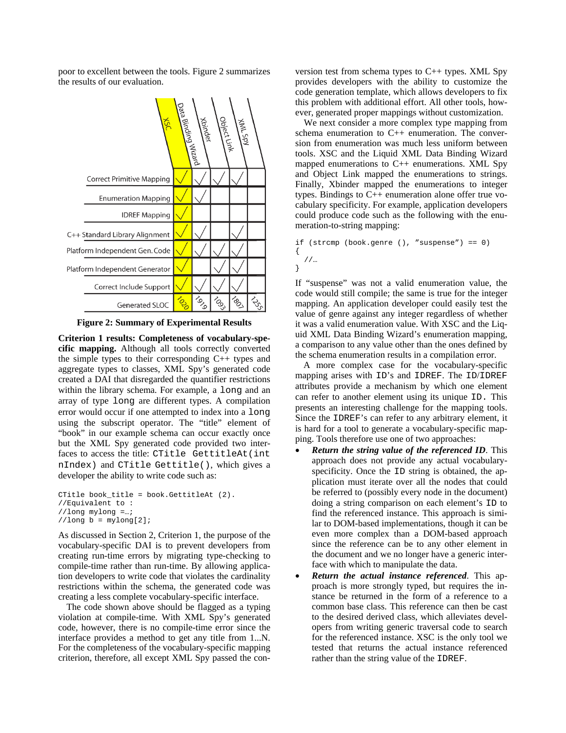poor to excellent between the tools. Figure 2 summarizes the results of our evaluation.

| | XSC | Data Binding Wizard | Xbinder | Object Link | XML Spy |
|---|---|---|---|---|---|
| Correct Primitive Mapping | √ | √ | √ | √ | |
| Enumeration Mapping | √ | √ | | | |
| IDREF Mapping | √ | | | | |
| C++ Standard Library Alignment | √ | √ | | √ | |
| Platform Independent Gen. Code | √ | √ | √ | √ | |
| Platform Independent Generator | √ | | √ | √ | |
| Correct Include Support | √ | √ | √ | √ | |
| Generated SLOC | 1020 | 1919 | 1093 | 1807 | 1255 |

**Figure 2: Summary of Experimental Results**

**Criterion 1 results: Completeness of vocabulary-specific mapping.** Although all tools correctly converted the simple types to their corresponding C++ types and aggregate types to classes, XML Spy's generated code created a DAI that disregarded the quantifier restrictions within the library schema. For example, a `long` and an array of type `long` are different types. A compilation error would occur if one attempted to index into a `long` using the subscript operator. The "title" element of "book" in our example schema can occur exactly once but the XML Spy generated code provided two interfaces to access the title: `CTitle GettitleAt(int nIndex)` and `CTitle Gettitle()`, which gives a developer the ability to write code such as:

```
CTitle book_title = book.GettitleAt (2).
//Equivalent to :
//long mylong =…;
//long b = mylong[2];
```

As discussed in Section 2, Criterion 1, the purpose of the vocabulary-specific DAI is to prevent developers from creating run-time errors by migrating type-checking to compile-time rather than run-time. By allowing application developers to write code that violates the cardinality restrictions within the schema, the generated code was creating a less complete vocabulary-specific interface.

The code shown above should be flagged as a typing violation at compile-time. With XML Spy's generated code, however, there is no compile-time error since the interface provides a method to get any title from 1...N. For the completeness of the vocabulary-specific mapping criterion, therefore, all except XML Spy passed the conversion test from schema types to C++ types. XML Spy provides developers with the ability to customize the code generation template, which allows developers to fix this problem with additional effort. All other tools, however, generated proper mappings without customization.

We next consider a more complex type mapping from schema enumeration to C++ enumeration. The conversion from enumeration was much less uniform between tools. XSC and the Liquid XML Data Binding Wizard mapped enumerations to C++ enumerations. XML Spy and Object Link mapped the enumerations to strings. Finally, Xbinder mapped the enumerations to integer types. Bindings to C++ enumeration alone offer true vocabulary specificity. For example, application developers could produce code such as the following with the enumeration-to-string mapping:

```
if (strcmp (book.genre (), "suspense") == 0)
{
  //…
}
```

If "suspense" was not a valid enumeration value, the code would still compile; the same is true for the integer mapping. An application developer could easily test the value of genre against any integer regardless of whether it was a valid enumeration value. With XSC and the Liquid XML Data Binding Wizard's enumeration mapping, a comparison to any value other than the ones defined by the schema enumeration results in a compilation error.

A more complex case for the vocabulary-specific mapping arises with `ID`'s and `IDREF`. The `ID`/`IDREF` attributes provide a mechanism by which one element can refer to another element using its unique `ID.` This presents an interesting challenge for the mapping tools. Since the `IDREF`'s can refer to any arbitrary element, it is hard for a tool to generate a vocabulary-specific mapping. Tools therefore use one of two approaches:

- ***Return the string value of the referenced ID***. This approach does not provide any actual vocabulary-specificity. Once the `ID` string is obtained, the application must iterate over all the nodes that could be referred to (possibly every node in the document) doing a string comparison on each element's `ID` to find the referenced instance. This approach is similar to DOM-based implementations, though it can be even more complex than a DOM-based approach since the reference can be to any other element in the document and we no longer have a generic interface with which to manipulate the data.
- ***Return the actual instance referenced***. This approach is more strongly typed, but requires the instance be returned in the form of a reference to a common base class. This reference can then be cast to the desired derived class, which alleviates developers from writing generic traversal code to search for the referenced instance. XSC is the only tool we tested that returns the actual instance referenced rather than the string value of the `IDREF`.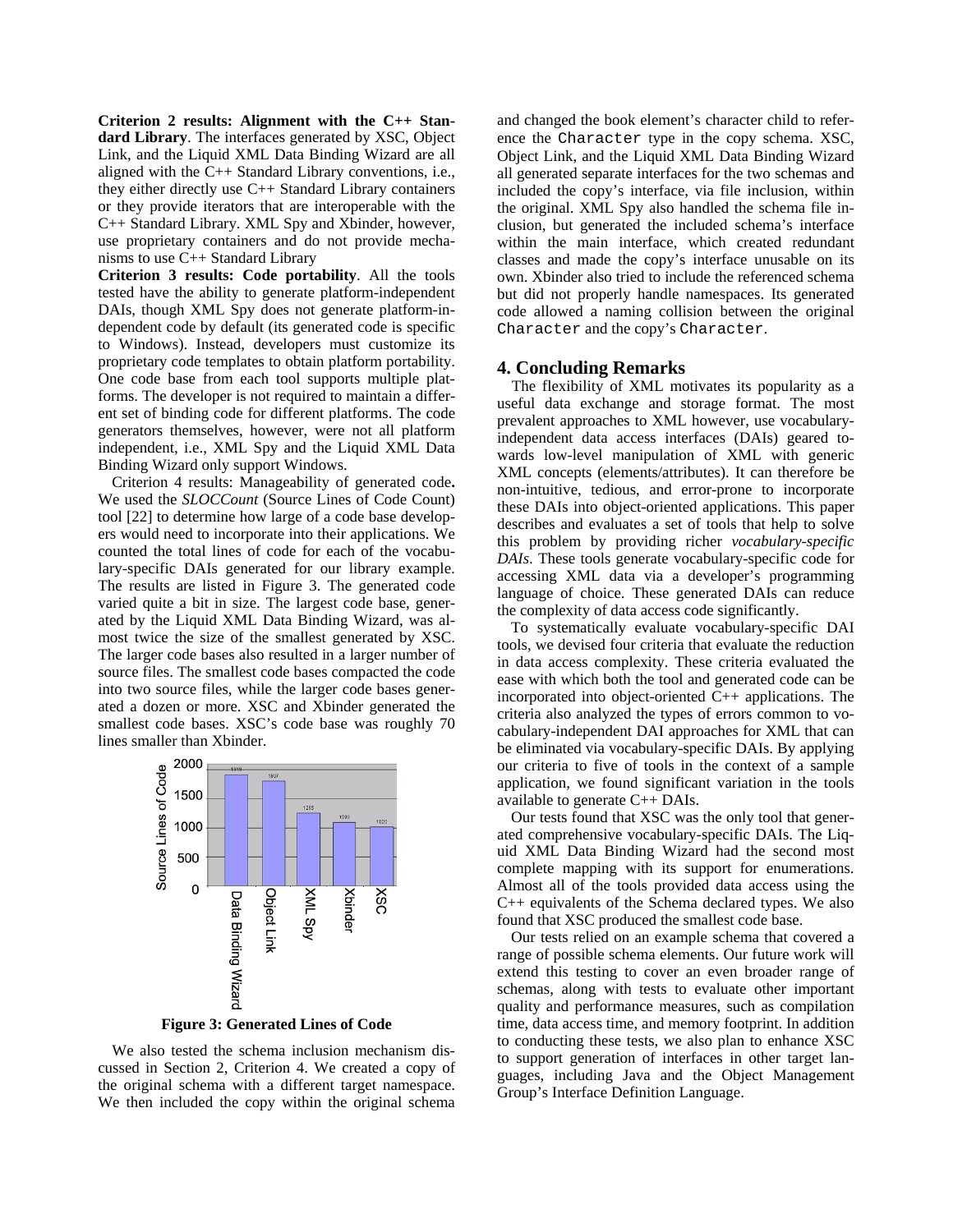**Criterion 2 results: Alignment with the C++ Standard Library**. The interfaces generated by XSC, Object Link, and the Liquid XML Data Binding Wizard are all aligned with the C++ Standard Library conventions, i.e., they either directly use C++ Standard Library containers or they provide iterators that are interoperable with the C++ Standard Library. XML Spy and Xbinder, however, use proprietary containers and do not provide mechanisms to use C++ Standard Library

**Criterion 3 results: Code portability**. All the tools tested have the ability to generate platform-independent DAIs, though XML Spy does not generate platform-independent code by default (its generated code is specific to Windows). Instead, developers must customize its proprietary code templates to obtain platform portability. One code base from each tool supports multiple platforms. The developer is not required to maintain a different set of binding code for different platforms. The code generators themselves, however, were not all platform independent, i.e., XML Spy and the Liquid XML Data Binding Wizard only support Windows.

Criterion 4 results: Manageability of generated code**.** We used the *SLOCCount* (Source Lines of Code Count) tool [22] to determine how large of a code base developers would need to incorporate into their applications. We counted the total lines of code for each of the vocabulary-specific DAIs generated for our library example. The results are listed in Figure 3. The generated code varied quite a bit in size. The largest code base, generated by the Liquid XML Data Binding Wizard, was almost twice the size of the smallest generated by XSC. The larger code bases also resulted in a larger number of source files. The smallest code bases compacted the code into two source files, while the larger code bases generated a dozen or more. XSC and Xbinder generated the smallest code bases. XSC's code base was roughly 70 lines smaller than Xbinder.

**Figure 3: Generated Lines of Code**

We also tested the schema inclusion mechanism discussed in Section 2, Criterion 4. We created a copy of the original schema with a different target namespace. We then included the copy within the original schema and changed the book element's character child to reference the `Character` type in the copy schema. XSC, Object Link, and the Liquid XML Data Binding Wizard all generated separate interfaces for the two schemas and included the copy's interface, via file inclusion, within the original. XML Spy also handled the schema file inclusion, but generated the included schema's interface within the main interface, which created redundant classes and made the copy's interface unusable on its own. Xbinder also tried to include the referenced schema but did not properly handle namespaces. Its generated code allowed a naming collision between the original `Character` and the copy's `Character`.

## 4. Concluding Remarks

The flexibility of XML motivates its popularity as a useful data exchange and storage format. The most prevalent approaches to XML however, use vocabulary-independent data access interfaces (DAIs) geared towards low-level manipulation of XML with generic XML concepts (elements/attributes). It can therefore be non-intuitive, tedious, and error-prone to incorporate these DAIs into object-oriented applications. This paper describes and evaluates a set of tools that help to solve this problem by providing richer *vocabulary-specific DAIs*. These tools generate vocabulary-specific code for accessing XML data via a developer's programming language of choice. These generated DAIs can reduce the complexity of data access code significantly.

To systematically evaluate vocabulary-specific DAI tools, we devised four criteria that evaluate the reduction in data access complexity. These criteria evaluated the ease with which both the tool and generated code can be incorporated into object-oriented C++ applications. The criteria also analyzed the types of errors common to vocabulary-independent DAI approaches for XML that can be eliminated via vocabulary-specific DAIs. By applying our criteria to five of tools in the context of a sample application, we found significant variation in the tools available to generate C++ DAIs.

Our tests found that XSC was the only tool that generated comprehensive vocabulary-specific DAIs. The Liquid XML Data Binding Wizard had the second most complete mapping with its support for enumerations. Almost all of the tools provided data access using the C++ equivalents of the Schema declared types. We also found that XSC produced the smallest code base.

Our tests relied on an example schema that covered a range of possible schema elements. Our future work will extend this testing to cover an even broader range of schemas, along with tests to evaluate other important quality and performance measures, such as compilation time, data access time, and memory footprint. In addition to conducting these tests, we also plan to enhance XSC to support generation of interfaces in other target languages, including Java and the Object Management Group's Interface Definition Language.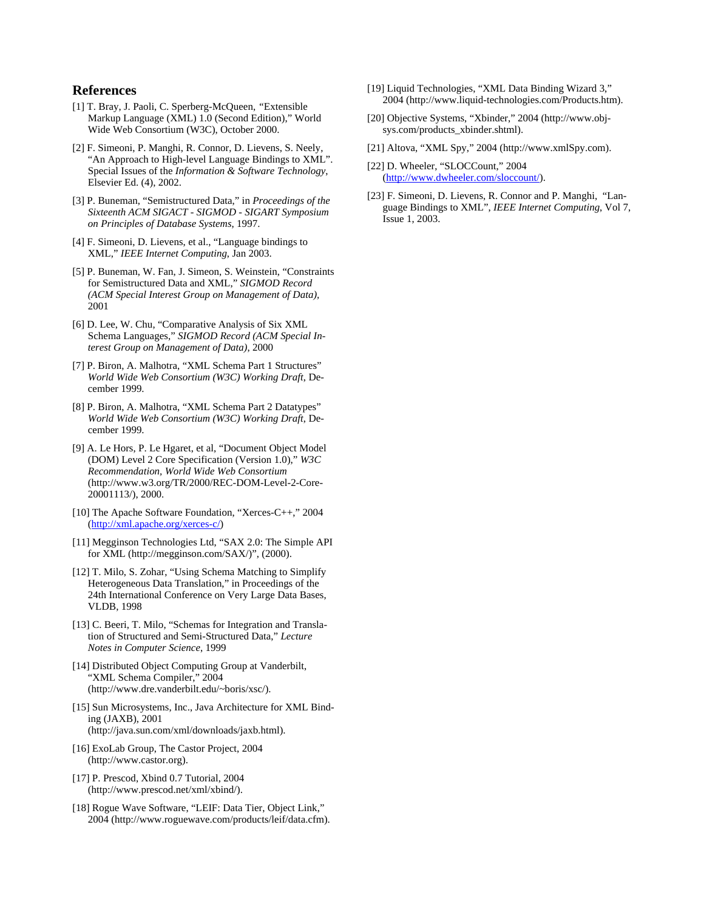## References

[1] T. Bray, J. Paoli, C. Sperberg-McQueen, “Extensible Markup Language (XML) 1.0 (Second Edition),” World Wide Web Consortium (W3C), October 2000.

[2] F. Simeoni, P. Manghi, R. Connor, D. Lievens, S. Neely, “An Approach to High-level Language Bindings to XML”. Special Issues of the *Information & Software Technology*, Elsevier Ed. (4), 2002.

[3] P. Buneman, “Semistructured Data,” in *Proceedings of the Sixteenth ACM SIGACT - SIGMOD - SIGART Symposium on Principles of Database Systems*, 1997.

[4] F. Simeoni, D. Lievens, et al., “Language bindings to XML,” *IEEE Internet Computing*, Jan 2003.

[5] P. Buneman, W. Fan, J. Simeon, S. Weinstein, “Constraints for Semistructured Data and XML,” *SIGMOD Record (ACM Special Interest Group on Management of Data)*, 2001

[6] D. Lee, W. Chu, “Comparative Analysis of Six XML Schema Languages,” *SIGMOD Record (ACM Special Interest Group on Management of Data)*, 2000

[7] P. Biron, A. Malhotra, “XML Schema Part 1 Structures” *World Wide Web Consortium (W3C) Working Draft*, December 1999.

[8] P. Biron, A. Malhotra, “XML Schema Part 2 Datatypes” *World Wide Web Consortium (W3C) Working Draft*, December 1999.

[9] A. Le Hors, P. Le Hgaret, et al, “Document Object Model (DOM) Level 2 Core Specification (Version 1.0),” *W3C Recommendation, World Wide Web Consortium* (http://www.w3.org/TR/2000/REC-DOM-Level-2-Core-20001113/), 2000.

[10] The Apache Software Foundation, “Xerces-C++,” 2004 (http://xml.apache.org/xerces-c/)

[11] Megginson Technologies Ltd, “SAX 2.0: The Simple API for XML (http://megginson.com/SAX/)”, (2000).

[12] T. Milo, S. Zohar, “Using Schema Matching to Simplify Heterogeneous Data Translation,” in Proceedings of the 24th International Conference on Very Large Data Bases, VLDB, 1998

[13] C. Beeri, T. Milo, “Schemas for Integration and Translation of Structured and Semi-Structured Data,” *Lecture Notes in Computer Science*, 1999

[14] Distributed Object Computing Group at Vanderbilt, “XML Schema Compiler,” 2004 (http://www.dre.vanderbilt.edu/~boris/xsc/).

[15] Sun Microsystems, Inc., Java Architecture for XML Binding (JAXB), 2001 (http://java.sun.com/xml/downloads/jaxb.html).

[16] ExoLab Group, The Castor Project, 2004 (http://www.castor.org).

[17] P. Prescod, Xbind 0.7 Tutorial, 2004 (http://www.prescod.net/xml/xbind/).

[18] Rogue Wave Software, “LEIF: Data Tier, Object Link,” 2004 (http://www.roguewave.com/products/leif/data.cfm).

[19] Liquid Technologies, “XML Data Binding Wizard 3,” 2004 (http://www.liquid-technologies.com/Products.htm).

[20] Objective Systems, “Xbinder,” 2004 (http://www.obj-sys.com/products_xbinder.shtml).

[21] Altova, “XML Spy,” 2004 (http://www.xmlSpy.com).

[22] D. Wheeler, “SLOCCount,” 2004 (http://www.dwheeler.com/sloccount/).

[23] F. Simeoni, D. Lievens, R. Connor and P. Manghi, “Language Bindings to XML”, *IEEE Internet Computing*, Vol 7, Issue 1, 2003.